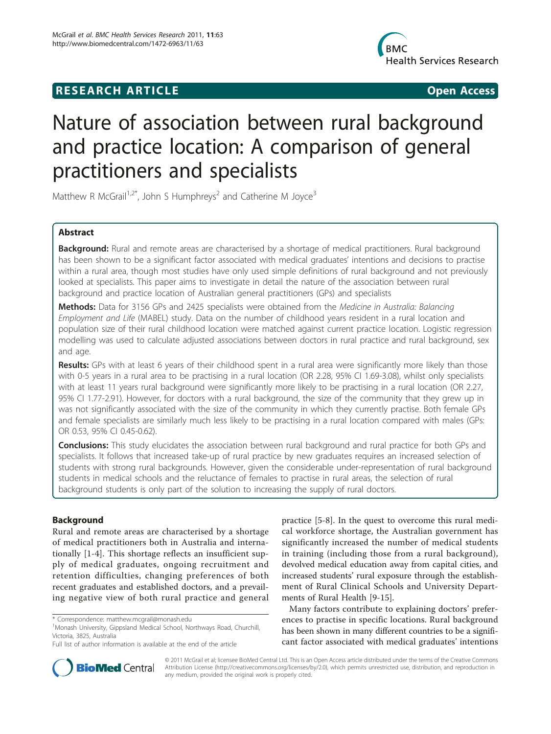**RESEARCH ARTICLE** **Open Access**

# Nature of association between rural background and practice location: A comparison of general practitioners and specialists

Matthew R McGrail[1,2*], John S Humphreys[2] and Catherine M Joyce[3]

## Abstract

**Background:** Rural and remote areas are characterised by a shortage of medical practitioners. Rural background has been shown to be a significant factor associated with medical graduates' intentions and decisions to practise within a rural area, though most studies have only used simple definitions of rural background and not previously looked at specialists. This paper aims to investigate in detail the nature of the association between rural background and practice location of Australian general practitioners (GPs) and specialists

**Methods:** Data for 3156 GPs and 2425 specialists were obtained from the *Medicine in Australia: Balancing Employment and Life* (MABEL) study. Data on the number of childhood years resident in a rural location and population size of their rural childhood location were matched against current practice location. Logistic regression modelling was used to calculate adjusted associations between doctors in rural practice and rural background, sex and age.

**Results:** GPs with at least 6 years of their childhood spent in a rural area were significantly more likely than those with 0-5 years in a rural area to be practising in a rural location (OR 2.28, 95% CI 1.69-3.08), whilst only specialists with at least 11 years rural background were significantly more likely to be practising in a rural location (OR 2.27, 95% CI 1.77-2.91). However, for doctors with a rural background, the size of the community that they grew up in was not significantly associated with the size of the community in which they currently practise. Both female GPs and female specialists are similarly much less likely to be practising in a rural location compared with males (GPs: OR 0.53, 95% CI 0.45-0.62).

**Conclusions:** This study elucidates the association between rural background and rural practice for both GPs and specialists. It follows that increased take-up of rural practice by new graduates requires an increased selection of students with strong rural backgrounds. However, given the considerable under-representation of rural background students in medical schools and the reluctance of females to practise in rural areas, the selection of rural background students is only part of the solution to increasing the supply of rural doctors.

## Background

Rural and remote areas are characterised by a shortage of medical practitioners both in Australia and internationally [1-4]. This shortage reflects an insufficient supply of medical graduates, ongoing recruitment and retention difficulties, changing preferences of both recent graduates and established doctors, and a prevailing negative view of both rural practice and general practice [5-8]. In the quest to overcome this rural medical workforce shortage, the Australian government has significantly increased the number of medical students in training (including those from a rural background), devolved medical education away from capital cities, and increased students' rural exposure through the establishment of Rural Clinical Schools and University Departments of Rural Health [9-15].

Many factors contribute to explaining doctors' preferences to practise in specific locations. Rural background has been shown in many different countries to be a significant factor associated with medical graduates' intentions

\* Correspondence: matthew.mcgrail@monash.edu
[1]Monash University, Gippsland Medical School, Northways Road, Churchill, Victoria, 3825, Australia
Full list of author information is available at the end of the article

© 2011 McGrail et al; licensee BioMed Central Ltd. This is an Open Access article distributed under the terms of the Creative Commons Attribution License (http://creativecommons.org/licenses/by/2.0), which permits unrestricted use, distribution, and reproduction in any medium, provided the original work is properly cited.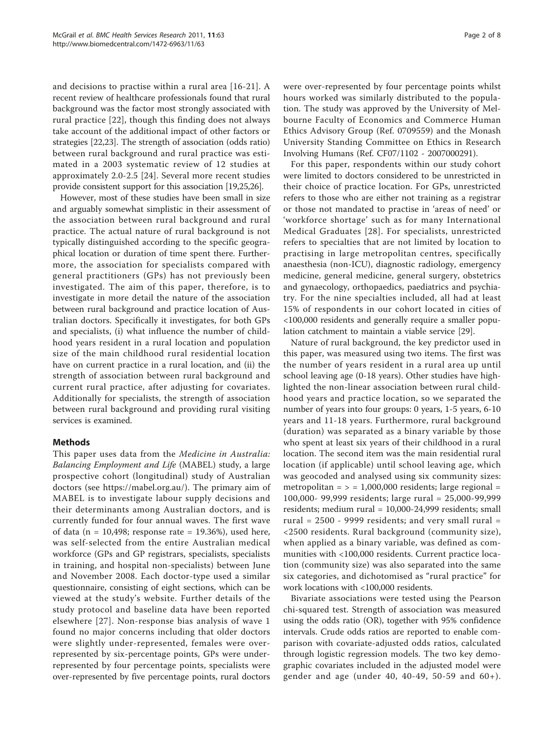and decisions to practise within a rural area [16-21]. A recent review of healthcare professionals found that rural background was the factor most strongly associated with rural practice [22], though this finding does not always take account of the additional impact of other factors or strategies [22,23]. The strength of association (odds ratio) between rural background and rural practice was estimated in a 2003 systematic review of 12 studies at approximately 2.0-2.5 [24]. Several more recent studies provide consistent support for this association [19,25,26].

However, most of these studies have been small in size and arguably somewhat simplistic in their assessment of the association between rural background and rural practice. The actual nature of rural background is not typically distinguished according to the specific geographical location or duration of time spent there. Furthermore, the association for specialists compared with general practitioners (GPs) has not previously been investigated. The aim of this paper, therefore, is to investigate in more detail the nature of the association between rural background and practice location of Australian doctors. Specifically it investigates, for both GPs and specialists, (i) what influence the number of childhood years resident in a rural location and population size of the main childhood rural residential location have on current practice in a rural location, and (ii) the strength of association between rural background and current rural practice, after adjusting for covariates. Additionally for specialists, the strength of association between rural background and providing rural visiting services is examined.

## Methods

This paper uses data from the *Medicine in Australia: Balancing Employment and Life* (MABEL) study, a large prospective cohort (longitudinal) study of Australian doctors (see https://mabel.org.au/). The primary aim of MABEL is to investigate labour supply decisions and their determinants among Australian doctors, and is currently funded for four annual waves. The first wave of data (n = 10,498; response rate = 19.36%), used here, was self-selected from the entire Australian medical workforce (GPs and GP registrars, specialists, specialists in training, and hospital non-specialists) between June and November 2008. Each doctor-type used a similar questionnaire, consisting of eight sections, which can be viewed at the study's website. Further details of the study protocol and baseline data have been reported elsewhere [27]. Non-response bias analysis of wave 1 found no major concerns including that older doctors were slightly under-represented, females were over-represented by six-percentage points, GPs were under-represented by four percentage points, specialists were over-represented by five percentage points, rural doctors were over-represented by four percentage points whilst hours worked was similarly distributed to the population. The study was approved by the University of Melbourne Faculty of Economics and Commerce Human Ethics Advisory Group (Ref. 0709559) and the Monash University Standing Committee on Ethics in Research Involving Humans (Ref. CF07/1102 - 2007000291).

For this paper, respondents within our study cohort were limited to doctors considered to be unrestricted in their choice of practice location. For GPs, unrestricted refers to those who are either not training as a registrar or those not mandated to practise in 'areas of need' or 'workforce shortage' such as for many International Medical Graduates [28]. For specialists, unrestricted refers to specialties that are not limited by location to practising in large metropolitan centres, specifically anaesthesia (non-ICU), diagnostic radiology, emergency medicine, general medicine, general surgery, obstetrics and gynaecology, orthopaedics, paediatrics and psychiatry. For the nine specialties included, all had at least 15% of respondents in our cohort located in cities of <100,000 residents and generally require a smaller population catchment to maintain a viable service [29].

Nature of rural background, the key predictor used in this paper, was measured using two items. The first was the number of years resident in a rural area up until school leaving age (0-18 years). Other studies have highlighted the non-linear association between rural childhood years and practice location, so we separated the number of years into four groups: 0 years, 1-5 years, 6-10 years and 11-18 years. Furthermore, rural background (duration) was separated as a binary variable by those who spent at least six years of their childhood in a rural location. The second item was the main residential rural location (if applicable) until school leaving age, which was geocoded and analysed using six community sizes: metropolitan = > = 1,000,000 residents; large regional = 100,000- 99,999 residents; large rural = 25,000-99,999 residents; medium rural = 10,000-24,999 residents; small rural = 2500 - 9999 residents; and very small rural = <2500 residents. Rural background (community size), when applied as a binary variable, was defined as communities with <100,000 residents. Current practice location (community size) was also separated into the same six categories, and dichotomised as "rural practice" for work locations with <100,000 residents.

Bivariate associations were tested using the Pearson chi-squared test. Strength of association was measured using the odds ratio (OR), together with 95% confidence intervals. Crude odds ratios are reported to enable comparison with covariate-adjusted odds ratios, calculated through logistic regression models. The two key demographic covariates included in the adjusted model were gender and age (under 40, 40-49, 50-59 and 60+).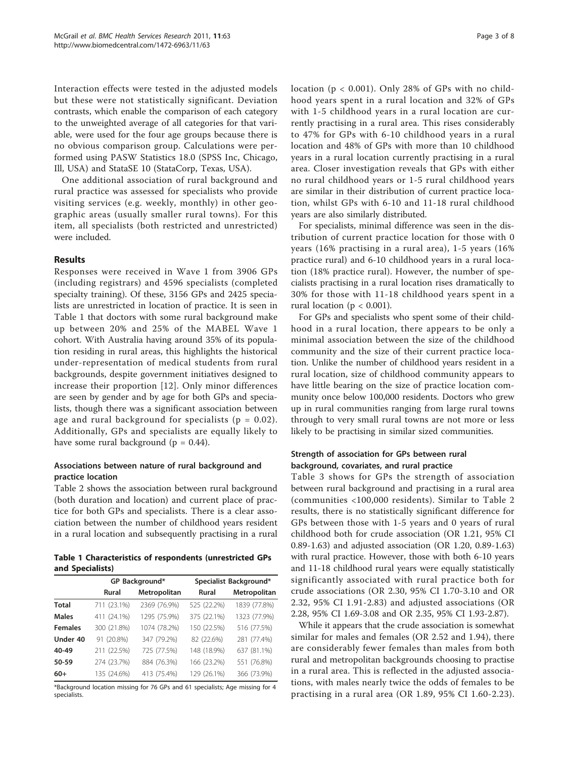Interaction effects were tested in the adjusted models but these were not statistically significant. Deviation contrasts, which enable the comparison of each category to the unweighted average of all categories for that variable, were used for the four age groups because there is no obvious comparison group. Calculations were performed using PASW Statistics 18.0 (SPSS Inc, Chicago, Ill, USA) and StataSE 10 (StataCorp, Texas, USA).

One additional association of rural background and rural practice was assessed for specialists who provide visiting services (e.g. weekly, monthly) in other geographic areas (usually smaller rural towns). For this item, all specialists (both restricted and unrestricted) were included.

## Results

Responses were received in Wave 1 from 3906 GPs (including registrars) and 4596 specialists (completed specialty training). Of these, 3156 GPs and 2425 specialists are unrestricted in location of practice. It is seen in Table 1 that doctors with some rural background make up between 20% and 25% of the MABEL Wave 1 cohort. With Australia having around 35% of its population residing in rural areas, this highlights the historical under-representation of medical students from rural backgrounds, despite government initiatives designed to increase their proportion [12]. Only minor differences are seen by gender and by age for both GPs and specialists, though there was a significant association between age and rural background for specialists ($p = 0.02$). Additionally, GPs and specialists are equally likely to have some rural background ($p = 0.44$).

### Associations between nature of rural background and practice location

Table 2 shows the association between rural background (both duration and location) and current place of practice for both GPs and specialists. There is a clear association between the number of childhood years resident in a rural location and subsequently practising in a rural location ($p < 0.001$). Only 28% of GPs with no childhood years spent in a rural location and 32% of GPs with 1-5 childhood years in a rural location are currently practising in a rural area. This rises considerably to 47% for GPs with 6-10 childhood years in a rural location and 48% of GPs with more than 10 childhood years in a rural location currently practising in a rural area. Closer investigation reveals that GPs with either no rural childhood years or 1-5 rural childhood years are similar in their distribution of current practice location, whilst GPs with 6-10 and 11-18 rural childhood years are also similarly distributed.

For specialists, minimal difference was seen in the distribution of current practice location for those with 0 years (16% practising in a rural area), 1-5 years (16% practice rural) and 6-10 childhood years in a rural location (18% practice rural). However, the number of specialists practising in a rural location rises dramatically to 30% for those with 11-18 childhood years spent in a rural location ($p < 0.001$).

For GPs and specialists who spent some of their childhood in a rural location, there appears to be only a minimal association between the size of the childhood community and the size of their current practice location. Unlike the number of childhood years resident in a rural location, size of childhood community appears to have little bearing on the size of practice location community once below 100,000 residents. Doctors who grew up in rural communities ranging from large rural towns through to very small rural towns are not more or less likely to be practising in similar sized communities.

**Table 1 Characteristics of respondents (unrestricted GPs and Specialists)**

| | GP Background* | | Specialist Background* | |
|---|---|---|---|---|
| | Rural | Metropolitan | Rural | Metropolitan |
| **Total** | 711 (23.1%) | 2369 (76.9%) | 525 (22.2%) | 1839 (77.8%) |
| **Males** | 411 (24.1%) | 1295 (75.9%) | 375 (22.1%) | 1323 (77.9%) |
| **Females** | 300 (21.8%) | 1074 (78.2%) | 150 (22.5%) | 516 (77.5%) |
| **Under 40** | 91 (20.8%) | 347 (79.2%) | 82 (22.6%) | 281 (77.4%) |
| **40-49** | 211 (22.5%) | 725 (77.5%) | 148 (18.9%) | 637 (81.1%) |
| **50-59** | 274 (23.7%) | 884 (76.3%) | 166 (23.2%) | 551 (76.8%) |
| **60+** | 135 (24.6%) | 413 (75.4%) | 129 (26.1%) | 366 (73.9%) |

*Background location missing for 76 GPs and 61 specialists; Age missing for 4 specialists.

### Strength of association for GPs between rural background, covariates, and rural practice

Table 3 shows for GPs the strength of association between rural background and practising in a rural area (communities <100,000 residents). Similar to Table 2 results, there is no statistically significant difference for GPs between those with 1-5 years and 0 years of rural childhood both for crude association (OR 1.21, 95% CI 0.89-1.63) and adjusted association (OR 1.20, 0.89-1.63) with rural practice. However, those with both 6-10 years and 11-18 childhood rural years were equally statistically significantly associated with rural practice both for crude associations (OR 2.30, 95% CI 1.70-3.10 and OR 2.32, 95% CI 1.91-2.83) and adjusted associations (OR 2.28, 95% CI 1.69-3.08 and OR 2.35, 95% CI 1.93-2.87).

While it appears that the crude association is somewhat similar for males and females (OR 2.52 and 1.94), there are considerably fewer females than males from both rural and metropolitan backgrounds choosing to practise in a rural area. This is reflected in the adjusted associations, with males nearly twice the odds of females to be practising in a rural area (OR 1.89, 95% CI 1.60-2.23).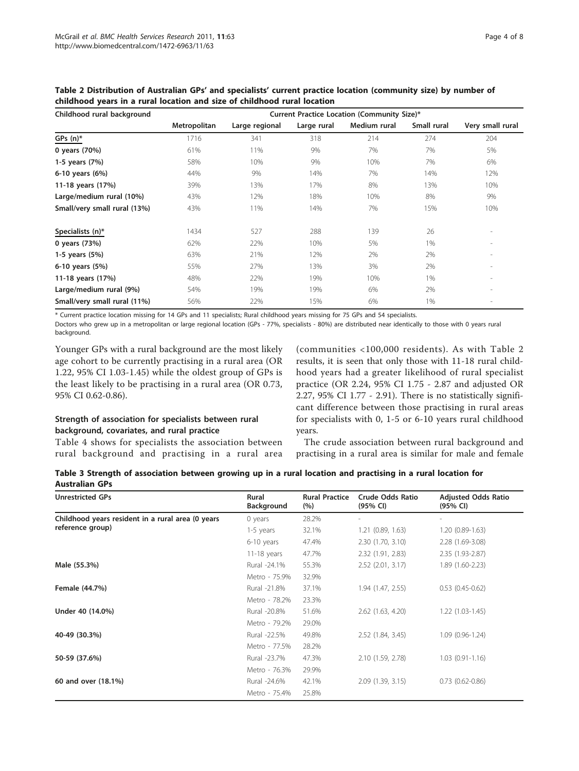**Table 2 Distribution of Australian GPs' and specialists' current practice location (community size) by number of childhood years in a rural location and size of childhood rural location**

| Childhood rural background | Current Practice Location (Community Size)* | | | | | |
|---|---|---|---|---|---|---|
| | Metropolitan | Large regional | Large rural | Medium rural | Small rural | Very small rural |
| GPs (n)* | 1716 | 341 | 318 | 214 | 274 | 204 |
| **0 years (70%)** | 61% | 11% | 9% | 7% | 7% | 5% |
| **1-5 years (7%)** | 58% | 10% | 9% | 10% | 7% | 6% |
| **6-10 years (6%)** | 44% | 9% | 14% | 7% | 14% | 12% |
| **11-18 years (17%)** | 39% | 13% | 17% | 8% | 13% | 10% |
| **Large/medium rural (10%)** | 43% | 12% | 18% | 10% | 8% | 9% |
| **Small/very small rural (13%)** | 43% | 11% | 14% | 7% | 15% | 10% |
| Specialists (n)* | 1434 | 527 | 288 | 139 | 26 | - |
| **0 years (73%)** | 62% | 22% | 10% | 5% | 1% | - |
| **1-5 years (5%)** | 63% | 21% | 12% | 2% | 2% | - |
| **6-10 years (5%)** | 55% | 27% | 13% | 3% | 2% | - |
| **11-18 years (17%)** | 48% | 22% | 19% | 10% | 1% | - |
| **Large/medium rural (9%)** | 54% | 19% | 19% | 6% | 2% | - |
| **Small/very small rural (11%)** | 56% | 22% | 15% | 6% | 1% | - |

\* Current practice location missing for 14 GPs and 11 specialists; Rural childhood years missing for 75 GPs and 54 specialists.

Doctors who grew up in a metropolitan or large regional location (GPs - 77%, specialists - 80%) are distributed near identically to those with 0 years rural background.

Younger GPs with a rural background are the most likely age cohort to be currently practising in a rural area (OR 1.22, 95% CI 1.03-1.45) while the oldest group of GPs is the least likely to be practising in a rural area (OR 0.73, 95% CI 0.62-0.86).

### Strength of association for specialists between rural background, covariates, and rural practice

Table 4 shows for specialists the association between rural background and practising in a rural area (communities <100,000 residents). As with Table 2 results, it is seen that only those with 11-18 rural childhood years had a greater likelihood of rural specialist practice (OR 2.24, 95% CI 1.75 - 2.87 and adjusted OR 2.27, 95% CI 1.77 - 2.91). There is no statistically significant difference between those practising in rural areas for specialists with 0, 1-5 or 6-10 years rural childhood years.

The crude association between rural background and practising in a rural area is similar for male and female

**Table 3 Strength of association between growing up in a rural location and practising in a rural location for Australian GPs**

| Unrestricted GPs | Rural Background | Rural Practice (%) | Crude Odds Ratio (95% CI) | Adjusted Odds Ratio (95% CI) |
|---|---|---|---|---|
| **Childhood years resident in a rural area (0 years reference group)** | 0 years | 28.2% | - | - |
| | 1-5 years | 32.1% | 1.21 (0.89, 1.63) | 1.20 (0.89-1.63) |
| | 6-10 years | 47.4% | 2.30 (1.70, 3.10) | 2.28 (1.69-3.08) |
| | 11-18 years | 47.7% | 2.32 (1.91, 2.83) | 2.35 (1.93-2.87) |
| **Male (55.3%)** | Rural -24.1% | 55.3% | 2.52 (2.01, 3.17) | 1.89 (1.60-2.23) |
| | Metro - 75.9% | 32.9% | | |
| **Female (44.7%)** | Rural -21.8% | 37.1% | 1.94 (1.47, 2.55) | 0.53 (0.45-0.62) |
| | Metro - 78.2% | 23.3% | | |
| **Under 40 (14.0%)** | Rural -20.8% | 51.6% | 2.62 (1.63, 4.20) | 1.22 (1.03-1.45) |
| | Metro - 79.2% | 29.0% | | |
| **40-49 (30.3%)** | Rural -22.5% | 49.8% | 2.52 (1.84, 3.45) | 1.09 (0.96-1.24) |
| | Metro - 77.5% | 28.2% | | |
| **50-59 (37.6%)** | Rural -23.7% | 47.3% | 2.10 (1.59, 2.78) | 1.03 (0.91-1.16) |
| | Metro - 76.3% | 29.9% | | |
| **60 and over (18.1%)** | Rural -24.6% | 42.1% | 2.09 (1.39, 3.15) | 0.73 (0.62-0.86) |
| | Metro - 75.4% | 25.8% | | |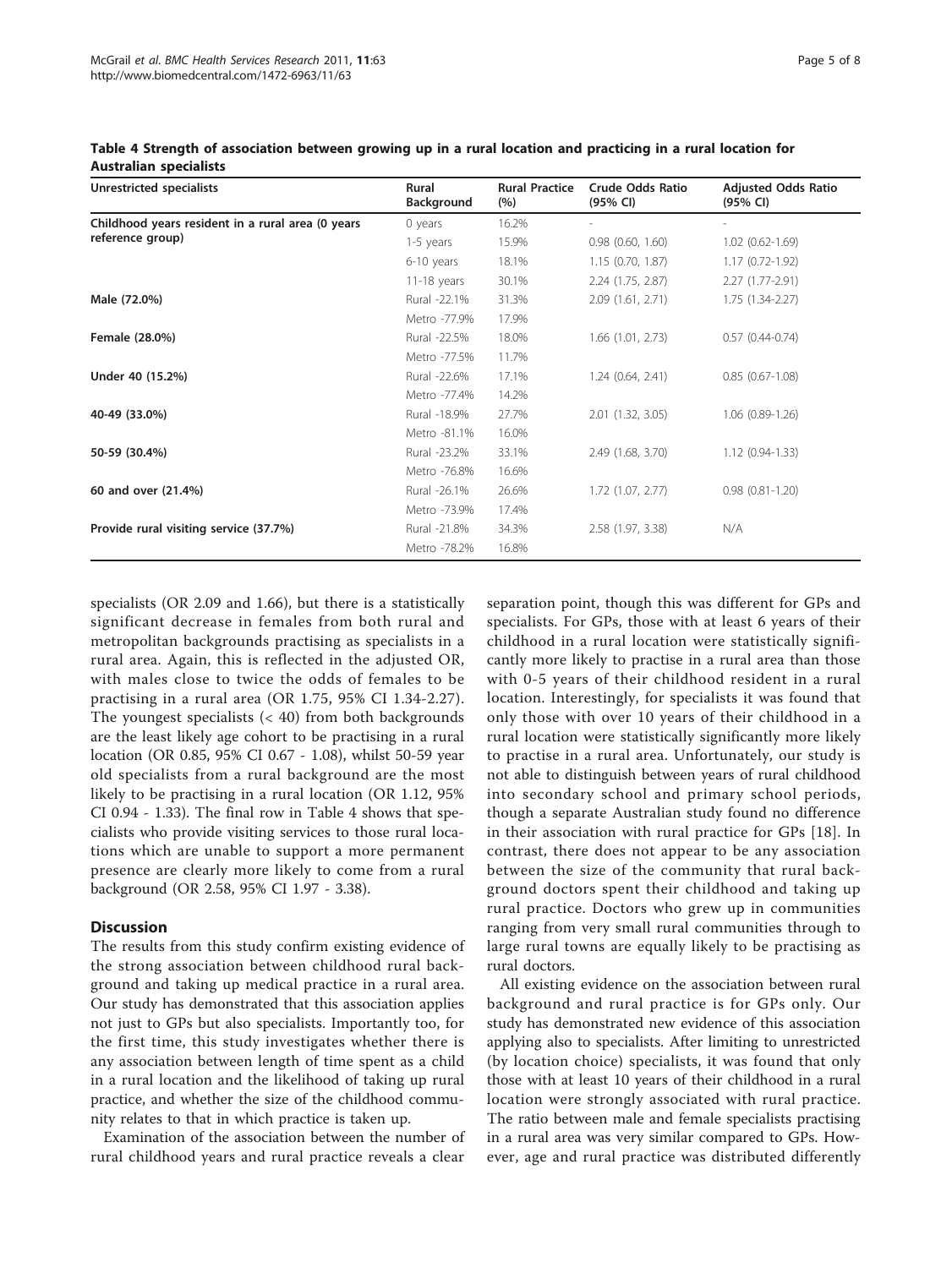**Table 4 Strength of association between growing up in a rural location and practicing in a rural location for Australian specialists**

| Unrestricted specialists | Rural Background | Rural Practice (%) | Crude Odds Ratio (95% CI) | Adjusted Odds Ratio (95% CI) |
|---|---|---|---|---|
| Childhood years resident in a rural area (0 years reference group) | 0 years | 16.2% | - | - |
| | 1-5 years | 15.9% | 0.98 (0.60, 1.60) | 1.02 (0.62-1.69) |
| | 6-10 years | 18.1% | 1.15 (0.70, 1.87) | 1.17 (0.72-1.92) |
| | 11-18 years | 30.1% | 2.24 (1.75, 2.87) | 2.27 (1.77-2.91) |
| Male (72.0%) | Rural -22.1% | 31.3% | 2.09 (1.61, 2.71) | 1.75 (1.34-2.27) |
| | Metro -77.9% | 17.9% | | |
| Female (28.0%) | Rural -22.5% | 18.0% | 1.66 (1.01, 2.73) | 0.57 (0.44-0.74) |
| | Metro -77.5% | 11.7% | | |
| Under 40 (15.2%) | Rural -22.6% | 17.1% | 1.24 (0.64, 2.41) | 0.85 (0.67-1.08) |
| | Metro -77.4% | 14.2% | | |
| 40-49 (33.0%) | Rural -18.9% | 27.7% | 2.01 (1.32, 3.05) | 1.06 (0.89-1.26) |
| | Metro -81.1% | 16.0% | | |
| 50-59 (30.4%) | Rural -23.2% | 33.1% | 2.49 (1.68, 3.70) | 1.12 (0.94-1.33) |
| | Metro -76.8% | 16.6% | | |
| 60 and over (21.4%) | Rural -26.1% | 26.6% | 1.72 (1.07, 2.77) | 0.98 (0.81-1.20) |
| | Metro -73.9% | 17.4% | | |
| Provide rural visiting service (37.7%) | Rural -21.8% | 34.3% | 2.58 (1.97, 3.38) | N/A |
| | Metro -78.2% | 16.8% | | |

specialists (OR 2.09 and 1.66), but there is a statistically significant decrease in females from both rural and metropolitan backgrounds practising as specialists in a rural area. Again, this is reflected in the adjusted OR, with males close to twice the odds of females to be practising in a rural area (OR 1.75, 95% CI 1.34-2.27). The youngest specialists (< 40) from both backgrounds are the least likely age cohort to be practising in a rural location (OR 0.85, 95% CI 0.67 - 1.08), whilst 50-59 year old specialists from a rural background are the most likely to be practising in a rural location (OR 1.12, 95% CI 0.94 - 1.33). The final row in Table 4 shows that specialists who provide visiting services to those rural locations which are unable to support a more permanent presence are clearly more likely to come from a rural background (OR 2.58, 95% CI 1.97 - 3.38).

## Discussion

The results from this study confirm existing evidence of the strong association between childhood rural background and taking up medical practice in a rural area. Our study has demonstrated that this association applies not just to GPs but also specialists. Importantly too, for the first time, this study investigates whether there is any association between length of time spent as a child in a rural location and the likelihood of taking up rural practice, and whether the size of the childhood community relates to that in which practice is taken up.

Examination of the association between the number of rural childhood years and rural practice reveals a clear separation point, though this was different for GPs and specialists. For GPs, those with at least 6 years of their childhood in a rural location were statistically significantly more likely to practise in a rural area than those with 0-5 years of their childhood resident in a rural location. Interestingly, for specialists it was found that only those with over 10 years of their childhood in a rural location were statistically significantly more likely to practise in a rural area. Unfortunately, our study is not able to distinguish between years of rural childhood into secondary school and primary school periods, though a separate Australian study found no difference in their association with rural practice for GPs [18]. In contrast, there does not appear to be any association between the size of the community that rural background doctors spent their childhood and taking up rural practice. Doctors who grew up in communities ranging from very small rural communities through to large rural towns are equally likely to be practising as rural doctors.

All existing evidence on the association between rural background and rural practice is for GPs only. Our study has demonstrated new evidence of this association applying also to specialists. After limiting to unrestricted (by location choice) specialists, it was found that only those with at least 10 years of their childhood in a rural location were strongly associated with rural practice. The ratio between male and female specialists practising in a rural area was very similar compared to GPs. However, age and rural practice was distributed differently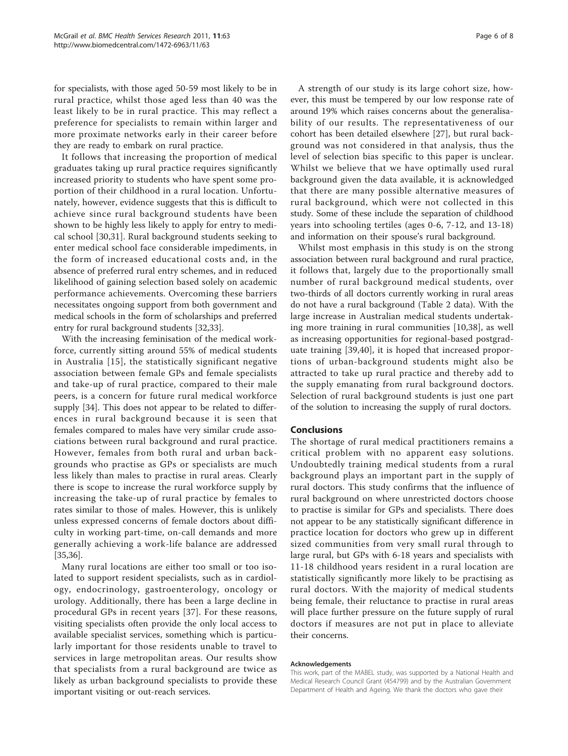for specialists, with those aged 50-59 most likely to be in rural practice, whilst those aged less than 40 was the least likely to be in rural practice. This may reflect a preference for specialists to remain within larger and more proximate networks early in their career before they are ready to embark on rural practice.

It follows that increasing the proportion of medical graduates taking up rural practice requires significantly increased priority to students who have spent some proportion of their childhood in a rural location. Unfortunately, however, evidence suggests that this is difficult to achieve since rural background students have been shown to be highly less likely to apply for entry to medical school [30,31]. Rural background students seeking to enter medical school face considerable impediments, in the form of increased educational costs and, in the absence of preferred rural entry schemes, and in reduced likelihood of gaining selection based solely on academic performance achievements. Overcoming these barriers necessitates ongoing support from both government and medical schools in the form of scholarships and preferred entry for rural background students [32,33].

With the increasing feminisation of the medical workforce, currently sitting around 55% of medical students in Australia [15], the statistically significant negative association between female GPs and female specialists and take-up of rural practice, compared to their male peers, is a concern for future rural medical workforce supply [34]. This does not appear to be related to differences in rural background because it is seen that females compared to males have very similar crude associations between rural background and rural practice. However, females from both rural and urban backgrounds who practise as GPs or specialists are much less likely than males to practise in rural areas. Clearly there is scope to increase the rural workforce supply by increasing the take-up of rural practice by females to rates similar to those of males. However, this is unlikely unless expressed concerns of female doctors about difficulty in working part-time, on-call demands and more generally achieving a work-life balance are addressed [35,36].

Many rural locations are either too small or too isolated to support resident specialists, such as in cardiology, endocrinology, gastroenterology, oncology or urology. Additionally, there has been a large decline in procedural GPs in recent years [37]. For these reasons, visiting specialists often provide the only local access to available specialist services, something which is particularly important for those residents unable to travel to services in large metropolitan areas. Our results show that specialists from a rural background are twice as likely as urban background specialists to provide these important visiting or out-reach services.

A strength of our study is its large cohort size, however, this must be tempered by our low response rate of around 19% which raises concerns about the generalisability of our results. The representativeness of our cohort has been detailed elsewhere [27], but rural background was not considered in that analysis, thus the level of selection bias specific to this paper is unclear. Whilst we believe that we have optimally used rural background given the data available, it is acknowledged that there are many possible alternative measures of rural background, which were not collected in this study. Some of these include the separation of childhood years into schooling tertiles (ages 0-6, 7-12, and 13-18) and information on their spouse's rural background.

Whilst most emphasis in this study is on the strong association between rural background and rural practice, it follows that, largely due to the proportionally small number of rural background medical students, over two-thirds of all doctors currently working in rural areas do not have a rural background (Table 2 data). With the large increase in Australian medical students undertaking more training in rural communities [10,38], as well as increasing opportunities for regional-based postgraduate training [39,40], it is hoped that increased proportions of urban-background students might also be attracted to take up rural practice and thereby add to the supply emanating from rural background doctors. Selection of rural background students is just one part of the solution to increasing the supply of rural doctors.

## Conclusions

The shortage of rural medical practitioners remains a critical problem with no apparent easy solutions. Undoubtedly training medical students from a rural background plays an important part in the supply of rural doctors. This study confirms that the influence of rural background on where unrestricted doctors choose to practise is similar for GPs and specialists. There does not appear to be any statistically significant difference in practice location for doctors who grew up in different sized communities from very small rural through to large rural, but GPs with 6-18 years and specialists with 11-18 childhood years resident in a rural location are statistically significantly more likely to be practising as rural doctors. With the majority of medical students being female, their reluctance to practise in rural areas will place further pressure on the future supply of rural doctors if measures are not put in place to alleviate their concerns.

#### Acknowledgements

This work, part of the MABEL study, was supported by a National Health and Medical Research Council Grant (454799) and by the Australian Government Department of Health and Ageing. We thank the doctors who gave their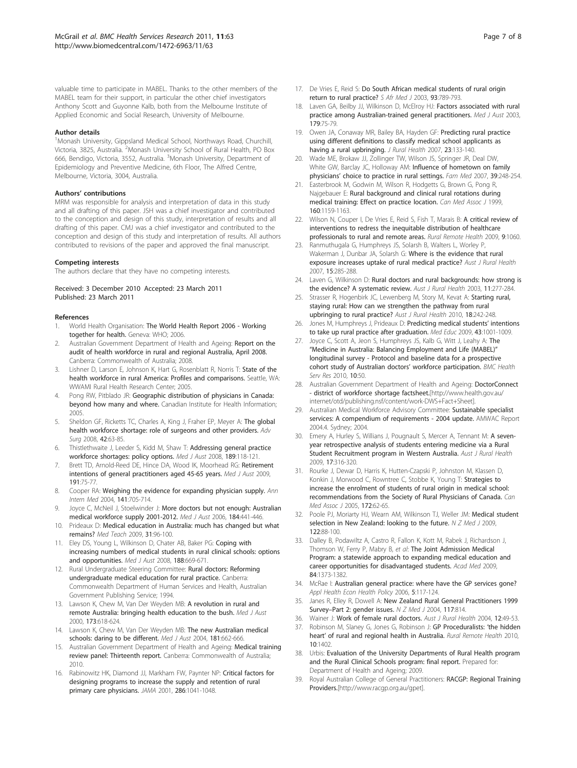valuable time to participate in MABEL. Thanks to the other members of the MABEL team for their support, in particular the other chief investigators Anthony Scott and Guyonne Kalb, both from the Melbourne Institute of Applied Economic and Social Research, University of Melbourne.

### Author details

[1]Monash University, Gippsland Medical School, Northways Road, Churchill, Victoria, 3825, Australia. [2]Monash University School of Rural Health, PO Box 666, Bendigo, Victoria, 3552, Australia. [3]Monash University, Department of Epidemiology and Preventive Medicine, 6th Floor, The Alfred Centre, Melbourne, Victoria, 3004, Australia.

### Authors' contributions

MRM was responsible for analysis and interpretation of data in this study and all drafting of this paper. JSH was a chief investigator and contributed to the conception and design of this study, interpretation of results and all drafting of this paper. CMJ was a chief investigator and contributed to the conception and design of this study and interpretation of results. All authors contributed to revisions of the paper and approved the final manuscript.

### Competing interests

The authors declare that they have no competing interests.

Received: 3 December 2010 Accepted: 23 March 2011
Published: 23 March 2011

### References

1. World Health Organisation: **The World Health Report 2006 - Working together for health.** Geneva: WHO; 2006.
2. Australian Government Department of Health and Ageing: **Report on the audit of health workforce in rural and regional Australia, April 2008.** Canberra: Commonwealth of Australia; 2008.
3. Lishner D, Larson E, Johnson K, Hart G, Rosenblatt R, Norris T: **State of the health workforce in rural America: Profiles and comparisons.** Seattle, WA: WWAMI Rural Health Research Center; 2005.
4. Pong RW, Pitblado JR: **Geographic distribution of physicians in Canada: beyond how many and where.** Canadian Institute for Health Information; 2005.
5. Sheldon GF, Ricketts TC, Charles A, King J, Fraher EP, Meyer A: **The global health workforce shortage: role of surgeons and other providers.** *Adv Surg* 2008, **42**:63-85.
6. Thistlethwaite J, Leeder S, Kidd M, Shaw T: **Addressing general practice workforce shortages: policy options.** *Med J Aust* 2008, **189**:118-121.
7. Brett TD, Arnold-Reed DE, Hince DA, Wood IK, Moorhead RG: **Retirement intentions of general practitioners aged 45-65 years.** *Med J Aust* 2009, **191**:75-77.
8. Cooper RA: **Weighing the evidence for expanding physician supply.** *Ann Intern Med* 2004, **141**:705-714.
9. Joyce C, McNeil J, Stoelwinder J: **More doctors but not enough: Australian medical workforce supply 2001-2012.** *Med J Aust* 2006, **184**:441-446.
10. Prideaux D: **Medical education in Australia: much has changed but what remains?** *Med Teach* 2009, **31**:96-100.
11. Eley DS, Young L, Wilkinson D, Chater AB, Baker PG: **Coping with increasing numbers of medical students in rural clinical schools: options and opportunities.** *Med J Aust* 2008, **188**:669-671.
12. Rural Undergraduate Steering Committee: **Rural doctors: Reforming undergraduate medical education for rural practice.** Canberra: Commonwealth Department of Human Services and Health, Australian Government Publishing Service; 1994.
13. Lawson K, Chew M, Van Der Weyden MB: **A revolution in rural and remote Australia: bringing health education to the bush.** *Med J Aust* 2000, **173**:618-624.
14. Lawson K, Chew M, Van Der Weyden MB: **The new Australian medical schools: daring to be different.** *Med J Aust* 2004, **181**:662-666.
15. Australian Government Department of Health and Ageing: **Medical training review panel: Thirteenth report.** Canberra: Commonwealth of Australia; 2010.
16. Rabinowitz HK, Diamond JJ, Markham FW, Paynter NP: **Critical factors for designing programs to increase the supply and retention of rural primary care physicians.** *JAMA* 2001, **286**:1041-1048.
17. De Vries E, Reid S: **Do South African medical students of rural origin return to rural practice?** *S Afr Med J* 2003, **93**:789-793.
18. Laven GA, Beilby JJ, Wilkinson D, McElroy HJ: **Factors associated with rural practice among Australian-trained general practitioners.** *Med J Aust* 2003, **179**:75-79.
19. Owen JA, Conaway MR, Bailey BA, Hayden GF: **Predicting rural practice using different definitions to classify medical school applicants as having a rural upbringing.** *J Rural Health* 2007, **23**:133-140.
20. Wade ME, Brokaw JJ, Zollinger TW, Wilson JS, Springer JR, Deal DW, White GW, Barclay JC, Holloway AM: **Influence of hometown on family physicians' choice to practice in rural settings.** *Fam Med* 2007, **39**:248-254.
21. Easterbrook M, Godwin M, Wilson R, Hodgetts G, Brown G, Pong R, Najgebauer E: **Rural background and clinical rural rotations during medical training: Effect on practice location.** *Can Med Assoc J* 1999, **160**:1159-1163.
22. Wilson N, Couper I, De Vries E, Reid S, Fish T, Marais B: **A critical review of interventions to redress the inequitable distribution of healthcare professionals to rural and remote areas.** *Rural Remote Health* 2009, **9**:1060.
23. Ranmuthugala G, Humphreys JS, Solarsh B, Walters L, Worley P, Wakerman J, Dunbar JA, Solarsh G: **Where is the evidence that rural exposure increases uptake of rural medical practice?** *Aust J Rural Health* 2007, **15**:285-288.
24. Laven G, Wilkinson D: **Rural doctors and rural backgrounds: how strong is the evidence? A systematic review.** *Aust J Rural Health* 2003, **11**:277-284.
25. Strasser R, Hogenbirk JC, Lewenberg M, Story M, Kevat A: **Starting rural, staying rural: How can we strengthen the pathway from rural upbringing to rural practice?** *Aust J Rural Health* 2010, **18**:242-248.
26. Jones M, Humphreys J, Prideaux D: **Predicting medical students' intentions to take up rural practice after graduation.** *Med Educ* 2009, **43**:1001-1009.
27. Joyce C, Scott A, Jeon S, Humphreys JS, Kalb G, Witt J, Leahy A: **The "Medicine in Australia: Balancing Employment and Life (MABEL)" longitudinal survey - Protocol and baseline data for a prospective cohort study of Australian doctors' workforce participation.** *BMC Health Serv Res* 2010, **10**:50.
28. Australian Government Department of Health and Ageing: **DoctorConnect - district of workforce shortage factsheet.**[http://www.health.gov.au/internet/otd/publishing.nsf/content/work-DWS+Fact+Sheet].
29. Australian Medical Workforce Advisory Committee: **Sustainable specialist services: A compendium of requirements - 2004 update.** AMWAC Report 2004.4. Sydney; 2004.
30. Emery A, Hurley S, Willians J, Pougnault S, Mercer A, Tennant M: **A seven-year retrospective analysis of students entering medicine via a Rural Student Recruitment program in Western Australia.** *Aust J Rural Health* 2009, **17**:316-320.
31. Rourke J, Dewar D, Harris K, Hutten-Czapski P, Johnston M, Klassen D, Konkin J, Morwood C, Rowntree C, Stobbe K, Young T: **Strategies to increase the enrolment of students of rural origin in medical school: recommendations from the Society of Rural Physicians of Canada.** *Can Med Assoc J* 2005, **172**:62-65.
32. Poole PJ, Moriarty HJ, Wearn AM, Wilkinson TJ, Weller JM: **Medical student selection in New Zealand: looking to the future.** *N Z Med J* 2009, **122**:88-100.
33. Dalley B, Podawiltz A, Castro R, Fallon K, Kott M, Rabek J, Richardson J, Thomson W, Ferry P, Mabry B, *et al*: **The Joint Admission Medical Program: a statewide approach to expanding medical education and career opportunities for disadvantaged students.** *Acad Med* 2009, **84**:1373-1382.
34. McRae I: **Australian general practice: where have the GP services gone?** *Appl Health Econ Health Policy* 2006, **5**:117-124.
35. Janes R, Elley R, Dowell A: **New Zealand Rural General Practitioners 1999 Survey–Part 2: gender issues.** *N Z Med J* 2004, **117**:814.
36. Wainer J: **Work of female rural doctors.** *Aust J Rural Health* 2004, **12**:49-53.
37. Robinson M, Slaney G, Jones G, Robinson J: **GP Proceduralists: 'the hidden heart' of rural and regional health in Australia.** *Rural Remote Health* 2010, **10**:1402.
38. Urbis: **Evaluation of the University Departments of Rural Health program and the Rural Clinical Schools program: final report.** Prepared for: Department of Health and Ageing; 2009.
39. Royal Australian College of General Practitioners: **RACGP: Regional Training Providers.**[http://www.racgp.org.au/gpet].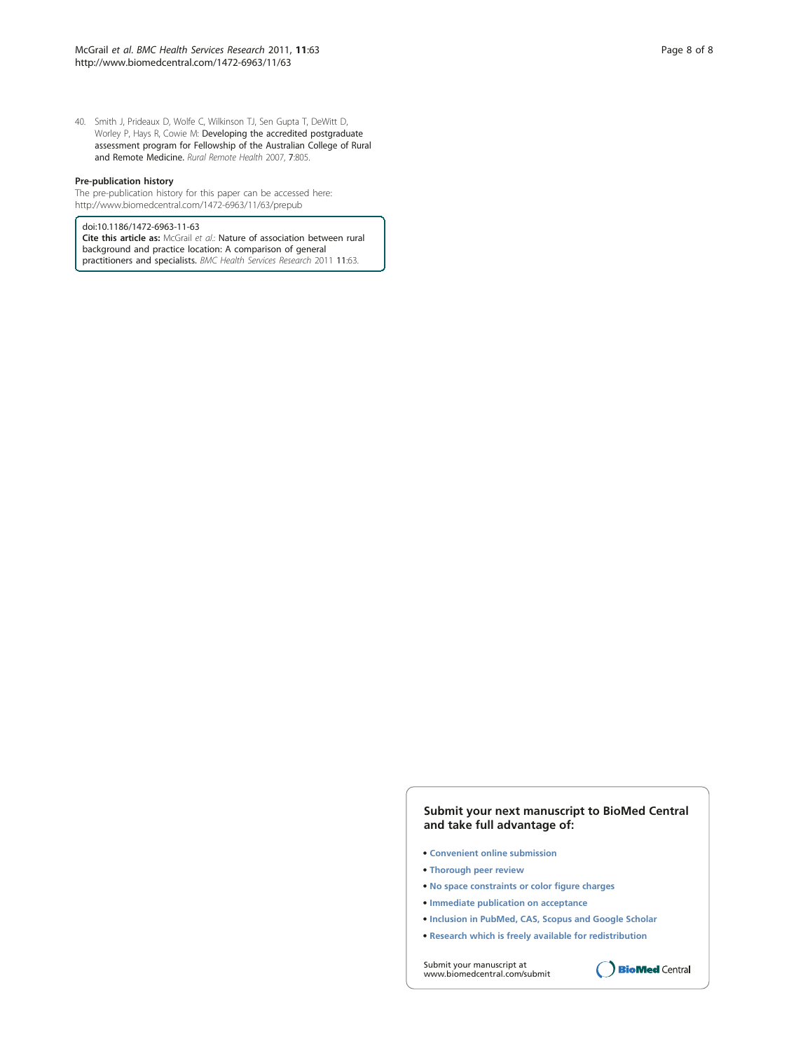40. Smith J, Prideaux D, Wolfe C, Wilkinson TJ, Sen Gupta T, DeWitt D, Worley P, Hays R, Cowie M: **Developing the accredited postgraduate assessment program for Fellowship of the Australian College of Rural and Remote Medicine.** *Rural Remote Health* 2007, **7**:805.

### Pre-publication history

The pre-publication history for this paper can be accessed here:
http://www.biomedcentral.com/1472-6963/11/63/prepub

doi:10.1186/1472-6963-11-63
**Cite this article as:** McGrail *et al.*: Nature of association between rural background and practice location: A comparison of general practitioners and specialists. *BMC Health Services Research* 2011 **11**:63.

**Submit your next manuscript to BioMed Central and take full advantage of:**

- **Convenient online submission**
- **Thorough peer review**
- **No space constraints or color figure charges**
- **Immediate publication on acceptance**
- **Inclusion in PubMed, CAS, Scopus and Google Scholar**
- **Research which is freely available for redistribution**

Submit your manuscript at
www.biomedcentral.com/submit

BioMed Central